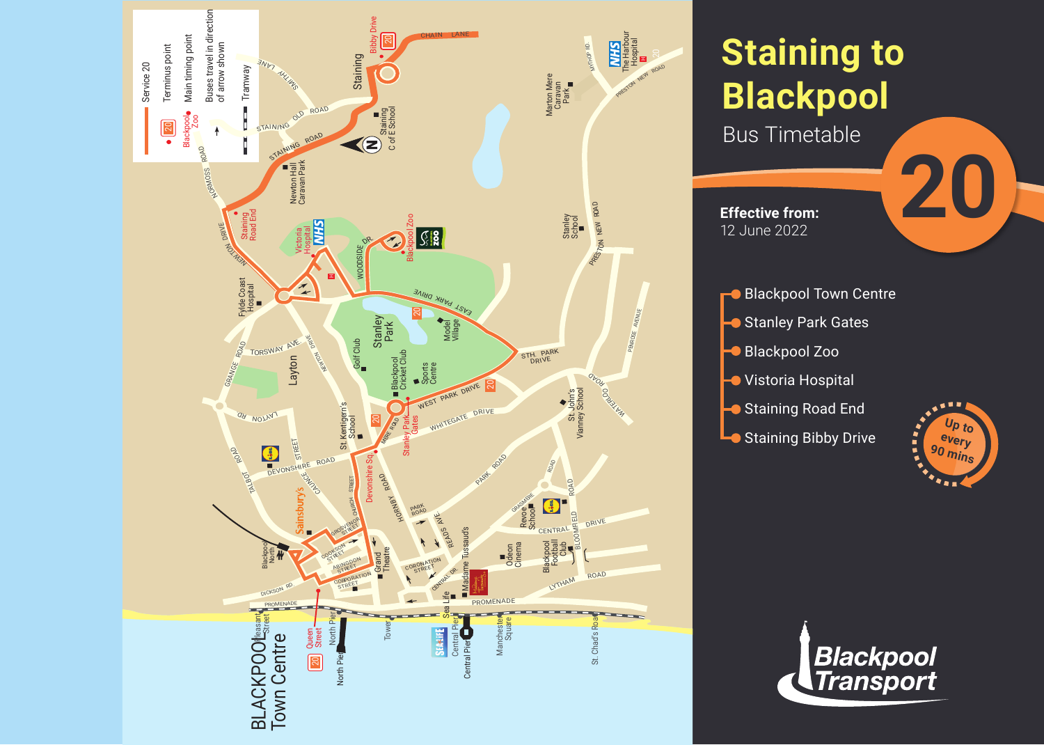# Staining to Blackpool

Bus Timetable

# 20

**Effective from:**
12 June 2022

- Blackpool Town Centre
- Stanley Park Gates
- Blackpool Zoo
- Vistoria Hospital
- Staining Road End
- Staining Bibby Drive

Up to every 90 mins

Service 20

- Terminus point
- Main timing point
- Buses travel in direction of arrow shown
- Tramway

Blackpool Transport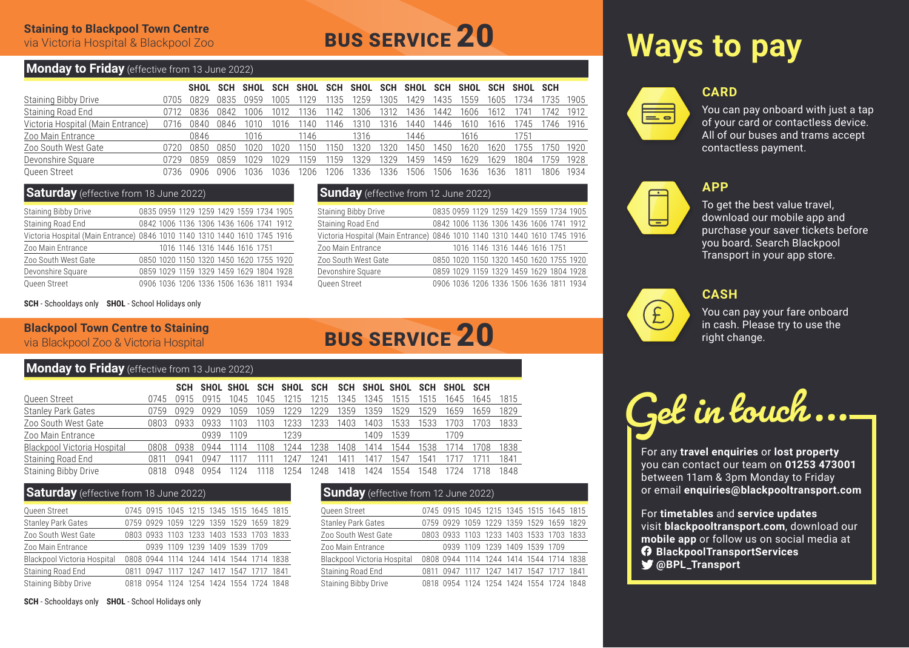# BUS SERVICE 20

## Staining to Blackpool Town Centre
via Victoria Hospital & Blackpool Zoo

### Monday to Friday (effective from 13 June 2022)

| | | SHOL | SCH | SHOL | SCH | SHOL | SCH | SHOL | SCH | SHOL | SCH | SHOL | SCH | SHOL | SCH | |
|---|---|---|---|---|---|---|---|---|---|---|---|---|---|---|---|---|
| Staining Bibby Drive | 0705 | 0829 | 0835 | 0959 | 1005 | 1129 | 1135 | 1259 | 1305 | 1429 | 1435 | 1559 | 1605 | 1734 | 1735 | 1905 |
| Staining Road End | 0712 | 0836 | 0842 | 1006 | 1012 | 1136 | 1142 | 1306 | 1312 | 1436 | 1442 | 1606 | 1612 | 1741 | 1742 | 1912 |
| Victoria Hospital (Main Entrance) | 0716 | 0840 | 0846 | 1010 | 1016 | 1140 | 1146 | 1310 | 1316 | 1440 | 1446 | 1610 | 1616 | 1745 | 1746 | 1916 |
| Zoo Main Entrance | | 0846 | | 1016 | | 1146 | | 1316 | | 1446 | | 1616 | | 1751 | | |
| Zoo South West Gate | 0720 | 0850 | 0850 | 1020 | 1020 | 1150 | 1150 | 1320 | 1320 | 1450 | 1450 | 1620 | 1620 | 1755 | 1750 | 1920 |
| Devonshire Square | 0729 | 0859 | 0859 | 1029 | 1029 | 1159 | 1159 | 1329 | 1329 | 1459 | 1459 | 1629 | 1629 | 1804 | 1759 | 1928 |
| Queen Street | 0736 | 0906 | 0906 | 1036 | 1036 | 1206 | 1206 | 1336 | 1336 | 1506 | 1506 | 1636 | 1636 | 1811 | 1806 | 1934 |

### Saturday (effective from 18 June 2022)

| | | | | | | | | |
|---|---|---|---|---|---|---|---|---|
| Staining Bibby Drive | 0835 | 0959 | 1129 | 1259 | 1429 | 1559 | 1734 | 1905 |
| Staining Road End | 0842 | 1006 | 1136 | 1306 | 1436 | 1606 | 1741 | 1912 |
| Victoria Hospital (Main Entrance) | 0846 | 1010 | 1140 | 1310 | 1440 | 1610 | 1745 | 1916 |
| Zoo Main Entrance | | 1016 | 1146 | 1316 | 1446 | 1616 | 1751 | |
| Zoo South West Gate | 0850 | 1020 | 1150 | 1320 | 1450 | 1620 | 1755 | 1920 |
| Devonshire Square | 0859 | 1029 | 1159 | 1329 | 1459 | 1629 | 1804 | 1928 |
| Queen Street | 0906 | 1036 | 1206 | 1336 | 1506 | 1636 | 1811 | 1934 |

### Sunday (effective from 12 June 2022)

| | | | | | | | | |
|---|---|---|---|---|---|---|---|---|
| Staining Bibby Drive | 0835 | 0959 | 1129 | 1259 | 1429 | 1559 | 1734 | 1905 |
| Staining Road End | 0842 | 1006 | 1136 | 1306 | 1436 | 1606 | 1741 | 1912 |
| Victoria Hospital (Main Entrance) | 0846 | 1010 | 1140 | 1310 | 1440 | 1610 | 1745 | 1916 |
| Zoo Main Entrance | | 1016 | 1146 | 1316 | 1446 | 1616 | 1751 | |
| Zoo South West Gate | 0850 | 1020 | 1150 | 1320 | 1450 | 1620 | 1755 | 1920 |
| Devonshire Square | 0859 | 1029 | 1159 | 1329 | 1459 | 1629 | 1804 | 1928 |
| Queen Street | 0906 | 1036 | 1206 | 1336 | 1506 | 1636 | 1811 | 1934 |

**SCH** - Schooldays only **SHOL** - School Holidays only

# BUS SERVICE 20

## Blackpool Town Centre to Staining
via Blackpool Zoo & Victoria Hospital

### Monday to Friday (effective from 13 June 2022)

| | | SCH | SHOL | SHOL | SCH | SHOL | SCH | SCH | SHOL | SHOL | SCH | SHOL | SCH | |
|---|---|---|---|---|---|---|---|---|---|---|---|---|---|---|
| Queen Street | 0745 | 0915 | 0915 | 1045 | 1045 | 1215 | 1215 | 1345 | 1345 | 1515 | 1515 | 1645 | 1645 | 1815 |
| Stanley Park Gates | 0759 | 0929 | 0929 | 1059 | 1059 | 1229 | 1229 | 1359 | 1359 | 1529 | 1529 | 1659 | 1659 | 1829 |
| Zoo South West Gate | 0803 | 0933 | 0933 | 1103 | 1103 | 1233 | 1233 | 1403 | 1403 | 1533 | 1533 | 1703 | 1703 | 1833 |
| Zoo Main Entrance | | | 0939 | 1109 | | 1239 | | | 1409 | 1539 | | 1709 | | |
| Blackpool Victoria Hospital | 0808 | 0938 | 0944 | 1114 | 1108 | 1244 | 1238 | 1408 | 1414 | 1544 | 1538 | 1714 | 1708 | 1838 |
| Staining Road End | 0811 | 0941 | 0947 | 1117 | 1111 | 1247 | 1241 | 1411 | 1417 | 1547 | 1541 | 1717 | 1711 | 1841 |
| Staining Bibby Drive | 0818 | 0948 | 0954 | 1124 | 1118 | 1254 | 1248 | 1418 | 1424 | 1554 | 1548 | 1724 | 1718 | 1848 |

### Saturday (effective from 18 June 2022)

| | | | | | | | | |
|---|---|---|---|---|---|---|---|---|
| Queen Street | 0745 | 0915 | 1045 | 1215 | 1345 | 1515 | 1645 | 1815 |
| Stanley Park Gates | 0759 | 0929 | 1059 | 1229 | 1359 | 1529 | 1659 | 1829 |
| Zoo South West Gate | 0803 | 0933 | 1103 | 1233 | 1403 | 1533 | 1703 | 1833 |
| Zoo Main Entrance | | 0939 | 1109 | 1239 | 1409 | 1539 | 1709 | |
| Blackpool Victoria Hospital | 0808 | 0944 | 1114 | 1244 | 1414 | 1544 | 1714 | 1838 |
| Staining Road End | 0811 | 0947 | 1117 | 1247 | 1417 | 1547 | 1717 | 1841 |
| Staining Bibby Drive | 0818 | 0954 | 1124 | 1254 | 1424 | 1554 | 1724 | 1848 |

### Sunday (effective from 12 June 2022)

| | | | | | | | | |
|---|---|---|---|---|---|---|---|---|
| Queen Street | 0745 | 0915 | 1045 | 1215 | 1345 | 1515 | 1645 | 1815 |
| Stanley Park Gates | 0759 | 0929 | 1059 | 1229 | 1359 | 1529 | 1659 | 1829 |
| Zoo South West Gate | 0803 | 0933 | 1103 | 1233 | 1403 | 1533 | 1703 | 1833 |
| Zoo Main Entrance | | 0939 | 1109 | 1239 | 1409 | 1539 | 1709 | |
| Blackpool Victoria Hospital | 0808 | 0944 | 1114 | 1244 | 1414 | 1544 | 1714 | 1838 |
| Staining Road End | 0811 | 0947 | 1117 | 1247 | 1417 | 1547 | 1717 | 1841 |
| Staining Bibby Drive | 0818 | 0954 | 1124 | 1254 | 1424 | 1554 | 1724 | 1848 |

**SCH** - Schooldays only **SHOL** - School Holidays only

# Ways to pay

### CARD
You can pay onboard with just a tap of your card or contactless device. All of our buses and trams accept contactless payment.

### APP
To get the best value travel, download our mobile app and purchase your saver tickets before you board. Search Blackpool Transport in your app store.

### CASH
You can pay your fare onboard in cash. Please try to use the right change.

# Get in touch...

For any **travel enquiries** or **lost property** you can contact our team on **01253 473001** between 11am & 3pm Monday to Friday or email **enquiries@blackpooltransport.com**

For **timetables** and **service updates** visit **blackpooltransport.com**, download our **mobile app** or follow us on social media at
**BlackpoolTransportServices**
**@BPL_Transport**